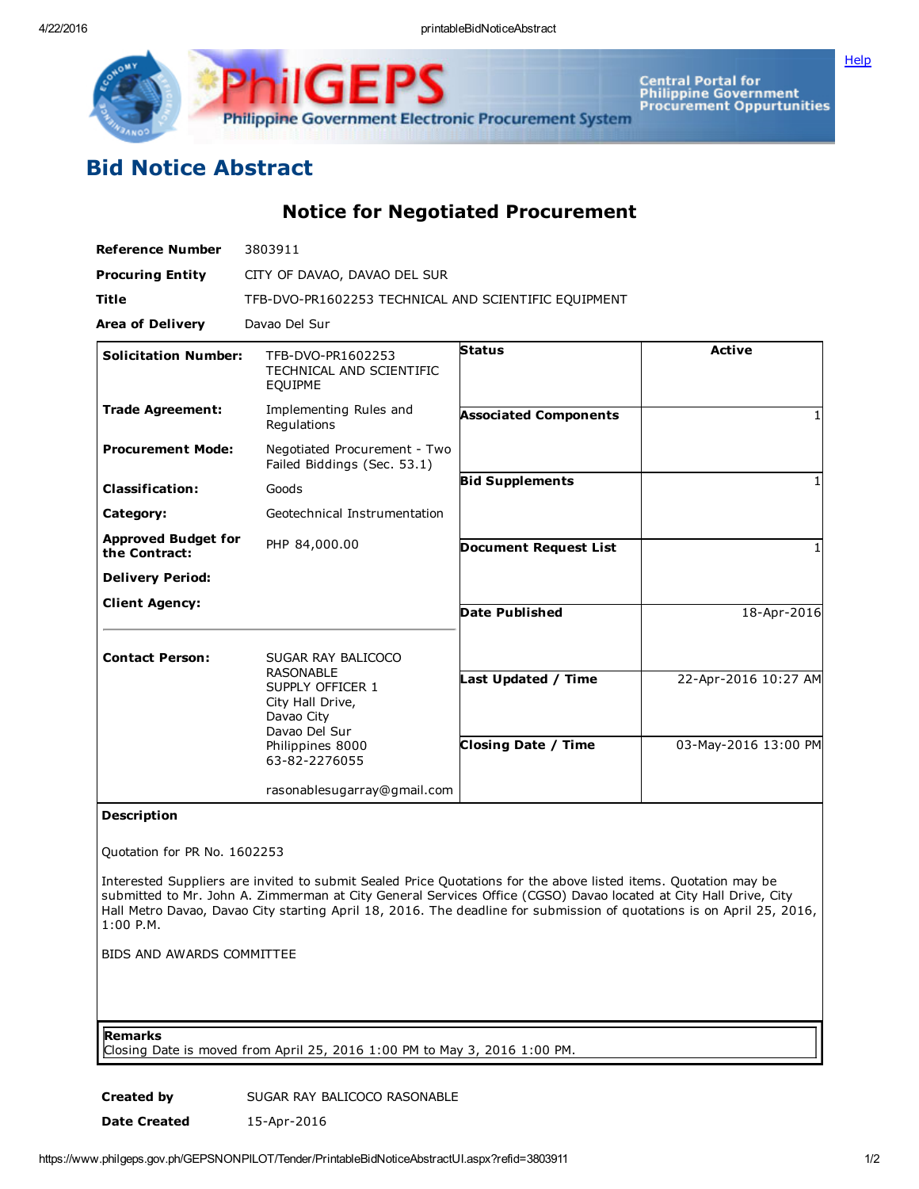# Bid Notice Abstract

## Notice for Negotiated Procurement

**Reference Number** 3803911

**Procuring Entity** CITY OF DAVAO, DAVAO DEL SUR

**Title** TFB-DVO-PR1602253 TECHNICAL AND SCIENTIFIC EQUIPMENT

**Area of Delivery** Davao Del Sur

| | | | |
|---|---|---|---|
| **Solicitation Number:** | TFB-DVO-PR1602253 TECHNICAL AND SCIENTIFIC EQUIPME | **Status** | **Active** |
| **Trade Agreement:** | Implementing Rules and Regulations | **Associated Components** | 1 |
| **Procurement Mode:** | Negotiated Procurement - Two Failed Biddings (Sec. 53.1) | | |
| **Classification:** | Goods | **Bid Supplements** | 1 |
| **Category:** | Geotechnical Instrumentation | | |
| **Approved Budget for the Contract:** | PHP 84,000.00 | **Document Request List** | 1 |
| **Delivery Period:** | | | |
| **Client Agency:** | | **Date Published** | 18-Apr-2016 |
| **Contact Person:** | SUGAR RAY BALICOCO RASONABLE<br>SUPPLY OFFICER 1<br>City Hall Drive,<br>Davao City<br>Davao Del Sur<br>Philippines 8000<br>63-82-2276055<br><br>rasonablesugarray@gmail.com | **Last Updated / Time** | 22-Apr-2016 10:27 AM |
| | | **Closing Date / Time** | 03-May-2016 13:00 PM |

**Description**

Quotation for PR No. 1602253

Interested Suppliers are invited to submit Sealed Price Quotations for the above listed items. Quotation may be submitted to Mr. John A. Zimmerman at City General Services Office (CGSO) Davao located at City Hall Drive, City Hall Metro Davao, Davao City starting April 18, 2016. The deadline for submission of quotations is on April 25, 2016, 1:00 P.M.

BIDS AND AWARDS COMMITTEE

**Remarks**

Closing Date is moved from April 25, 2016 1:00 PM to May 3, 2016 1:00 PM.

**Created by** SUGAR RAY BALICOCO RASONABLE

**Date Created** 15-Apr-2016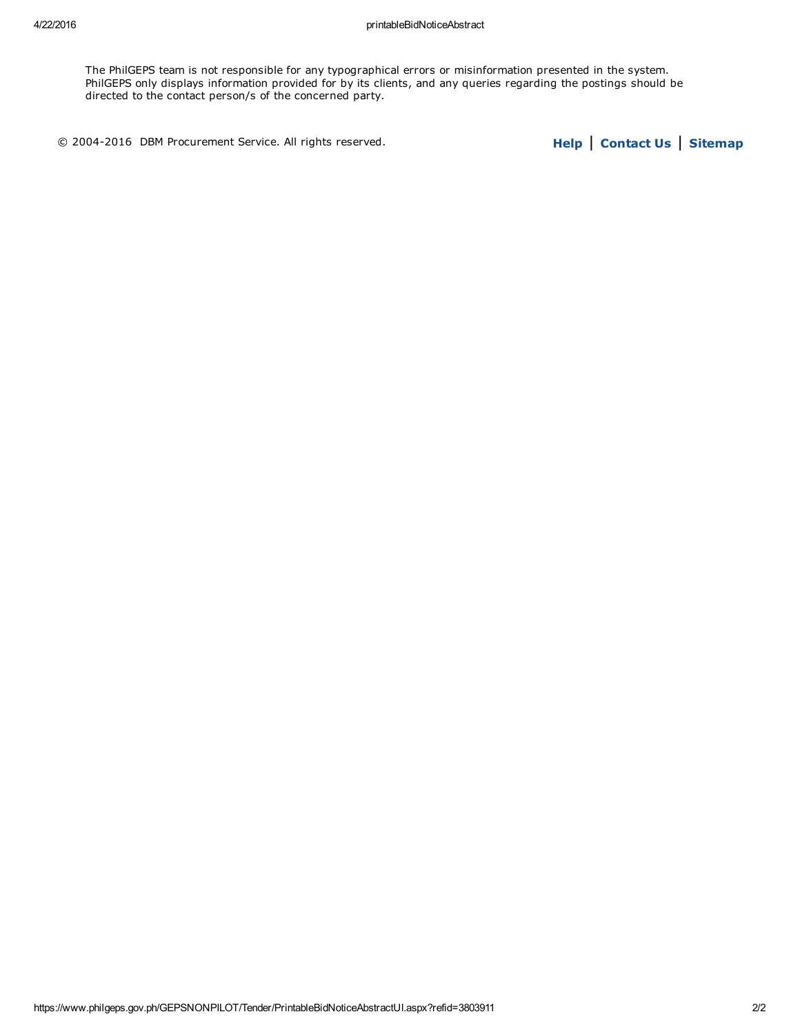The PhilGEPS team is not responsible for any typographical errors or misinformation presented in the system. PhilGEPS only displays information provided for by its clients, and any queries regarding the postings should be directed to the contact person/s of the concerned party.

© 2004-2016 DBM Procurement Service. All rights reserved.

**Help** | **Contact Us** | **Sitemap**